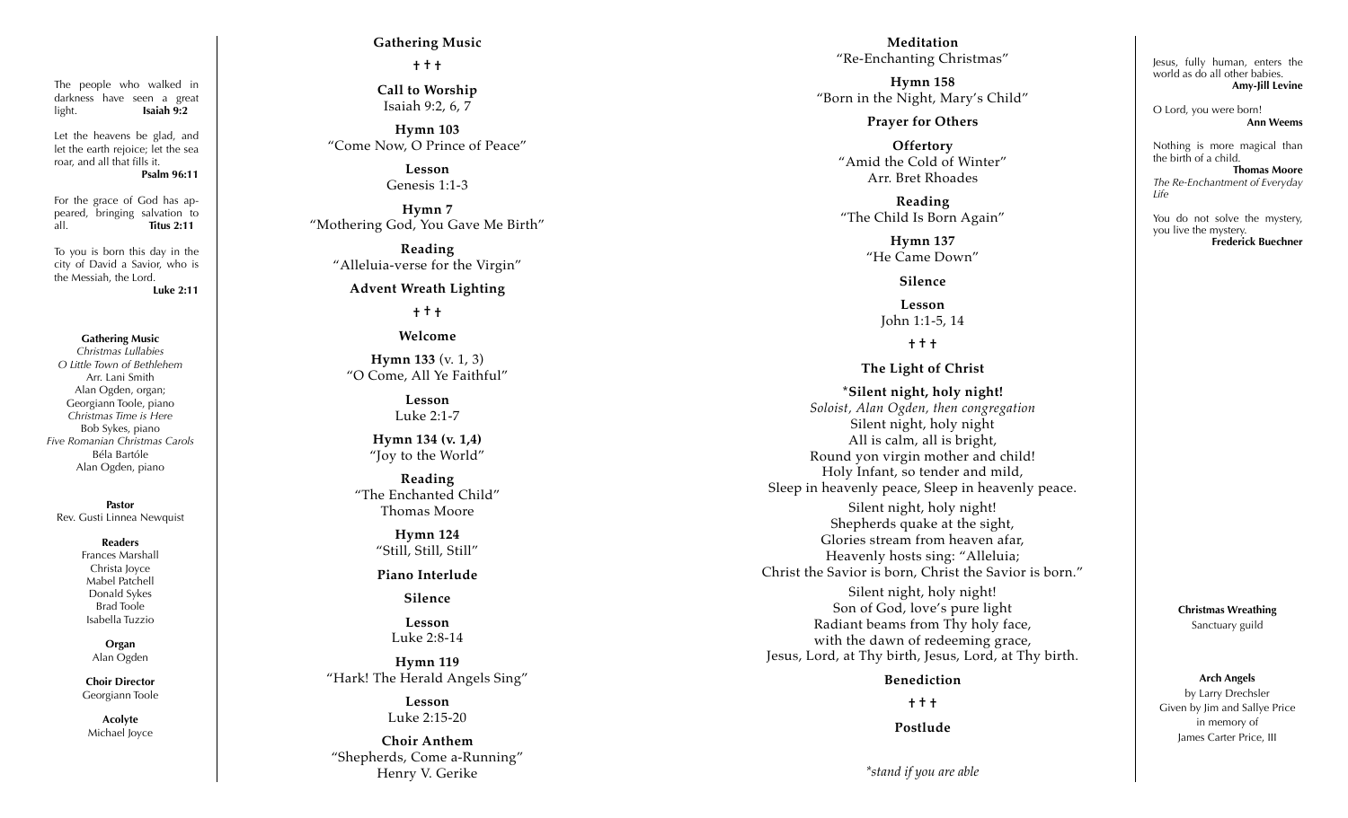The people who walked in darkness have seen a great light. **Isaiah 9:2**

Let the heavens be glad, and let the earth rejoice; let the sea roar, and all that fills it. **Psalm 96:11**

For the grace of God has appeared, bringing salvation to all. **Titus 2:11**

To you is born this day in the city of David a Savior, who is the Messiah, the Lord. **Luke 2:11**

**Gathering Music**
*Christmas Lullabies*
*O Little Town of Bethlehem*
Arr. Lani Smith
Alan Ogden, organ;
Georgiann Toole, piano
*Christmas Time is Here*
Bob Sykes, piano
*Five Romanian Christmas Carols*
Béla Bartóle
Alan Ogden, piano

**Pastor**
Rev. Gusti Linnea Newquist

**Readers**
Frances Marshall
Christa Joyce
Mabel Patchell
Donald Sykes
Brad Toole
Isabella Tuzzio

**Organ**
Alan Ogden

**Choir Director**
Georgiann Toole

**Acolyte**
Michael Joyce

**Gathering Music**

† † †

**Call to Worship**
Isaiah 9:2, 6, 7

**Hymn 103**
"Come Now, O Prince of Peace"

**Lesson**
Genesis 1:1-3

**Hymn 7**
"Mothering God, You Gave Me Birth"

**Reading**
"Alleluia-verse for the Virgin"

**Advent Wreath Lighting**

† † †

**Welcome**

**Hymn 133** (v. 1, 3)
"O Come, All Ye Faithful"

**Lesson**
Luke 2:1-7

**Hymn 134 (v. 1,4)**
"Joy to the World"

**Reading**
"The Enchanted Child"
Thomas Moore

**Hymn 124**
"Still, Still, Still"

**Piano Interlude**

**Silence**

**Lesson**
Luke 2:8-14

**Hymn 119**
"Hark! The Herald Angels Sing"

**Lesson**
Luke 2:15-20

**Choir Anthem**
"Shepherds, Come a-Running"
Henry V. Gerike

**Meditation**
"Re-Enchanting Christmas"

**Hymn 158**
"Born in the Night, Mary's Child"

**Prayer for Others**

**Offertory**
"Amid the Cold of Winter"
Arr. Bret Rhoades

**Reading**
"The Child Is Born Again"

**Hymn 137**
"He Came Down"

**Silence**

**Lesson**
John 1:1-5, 14

† † †

**The Light of Christ**

***Silent night, holy night!**
*Soloist, Alan Ogden, then congregation*

Silent night, holy night
All is calm, all is bright,
Round yon virgin mother and child!
Holy Infant, so tender and mild,
Sleep in heavenly peace, Sleep in heavenly peace.

Silent night, holy night!
Shepherds quake at the sight,
Glories stream from heaven afar,
Heavenly hosts sing: "Alleluia;
Christ the Savior is born, Christ the Savior is born."

Silent night, holy night!
Son of God, love's pure light
Radiant beams from Thy holy face,
with the dawn of redeeming grace,
Jesus, Lord, at Thy birth, Jesus, Lord, at Thy birth.

**Benediction**

† † †

**Postlude**

*\*stand if you are able*

Jesus, fully human, enters the world as do all other babies. **Amy-Jill Levine**

O Lord, you were born! **Ann Weems**

Nothing is more magical than the birth of a child. **Thomas Moore**
*The Re-Enchantment of Everyday Life*

You do not solve the mystery, you live the mystery. **Frederick Buechner**

**Christmas Wreathing**
Sanctuary guild

**Arch Angels**
by Larry Drechsler
Given by Jim and Sallye Price
in memory of
James Carter Price, III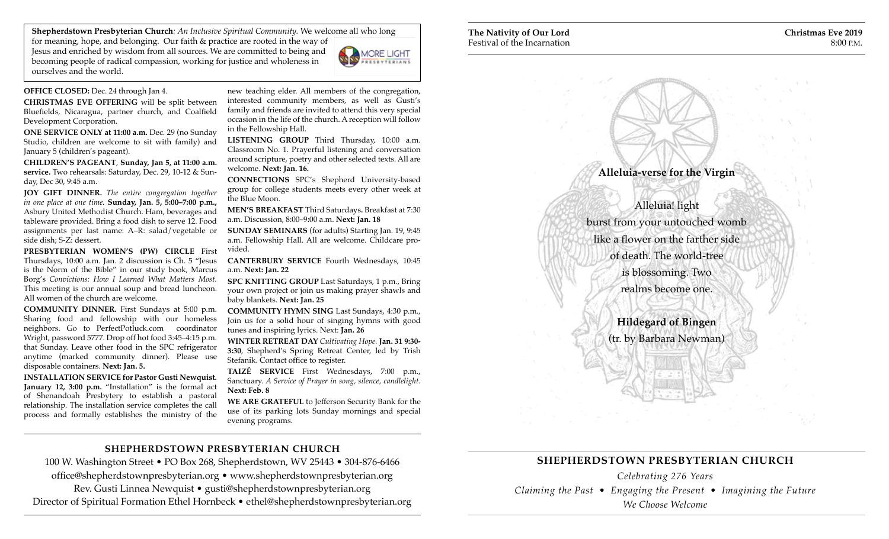**Shepherdstown Presbyterian Church***: An Inclusive Spiritual Community.* We welcome all who long for meaning, hope, and belonging. Our faith & practice are rooted in the way of Jesus and enriched by wisdom from all sources. We are committed to being and becoming people of radical compassion, working for justice and wholeness in ourselves and the world.

MORE LIGHT PRESBYTERIANS

**OFFICE CLOSED:** Dec. 24 through Jan 4.

**CHRISTMAS EVE OFFERING** will be split between Bluefields, Nicaragua, partner church, and Coalfield Development Corporation.

**ONE SERVICE ONLY at 11:00 a.m.** Dec. 29 (no Sunday Studio, children are welcome to sit with family) and January 5 (children's pageant).

**CHILDREN'S PAGEANT**, **Sunday, Jan 5, at 11:00 a.m. service.** Two rehearsals: Saturday, Dec. 29, 10-12 & Sunday, Dec 30, 9:45 a.m.

**JOY GIFT DINNER.** *The entire congregation together in one place at one time.* **Sunday, Jan. 5, 5:00–7:00 p.m.,** Asbury United Methodist Church. Ham, beverages and tableware provided. Bring a food dish to serve 12. Food assignments per last name: A–R: salad/vegetable or side dish; S-Z: dessert.

**PRESBYTERIAN WOMEN'S (PW) CIRCLE** First Thursdays, 10:00 a.m. Jan. 2 discussion is Ch. 5 "Jesus is the Norm of the Bible" in our study book, Marcus Borg's *Convictions: How I Learned What Matters Most.* This meeting is our annual soup and bread luncheon. All women of the church are welcome.

**COMMUNITY DINNER.** First Sundays at 5:00 p.m. Sharing food and fellowship with our homeless neighbors. Go to PerfectPotluck.com coordinator Wright, password 5777. Drop off hot food 3:45–4:15 p.m. that Sunday. Leave other food in the SPC refrigerator anytime (marked community dinner). Please use disposable containers. **Next: Jan. 5.**

**INSTALLATION SERVICE for Pastor Gusti Newquist. January 12, 3:00 p.m.** "Installation" is the formal act of Shenandoah Presbytery to establish a pastoral relationship. The installation service completes the call process and formally establishes the ministry of the new teaching elder. All members of the congregation, interested community members, as well as Gusti's family and friends are invited to attend this very special occasion in the life of the church. A reception will follow in the Fellowship Hall.

**LISTENING GROUP** Third Thursday, 10:00 a.m. Classroom No. 1. Prayerful listening and conversation around scripture, poetry and other selected texts. All are welcome. **Next: Jan. 16.**

**CONNECTIONS** SPC's Shepherd University-based group for college students meets every other week at the Blue Moon.

**MEN'S BREAKFAST** Third Saturdays**.** Breakfast at 7:30 a.m. Discussion, 8:00–9:00 a.m. **Next: Jan. 18**

**SUNDAY SEMINARS** (for adults) Starting Jan. 19, 9:45 a.m. Fellowship Hall. All are welcome. Childcare provided.

**CANTERBURY SERVICE** Fourth Wednesdays, 10:45 a.m. **Next: Jan. 22**

**SPC KNITTING GROUP** Last Saturdays, 1 p.m., Bring your own project or join us making prayer shawls and baby blankets. **Next: Jan. 25**

**COMMUNITY HYMN SING** Last Sundays, 4:30 p.m., Join us for a solid hour of singing hymns with good tunes and inspiring lyrics. Next: **Jan. 26**

**WINTER RETREAT DAY** *Cultivating Hope.* **Jan. 31 9:30-3:30**, Shepherd's Spring Retreat Center, led by Trish Stefanik. Contact office to register.

**TAIZÉ SERVICE** First Wednesdays, 7:00 p.m., Sanctuary. *A Service of Prayer in song, silence, candlelight.* **Next: Feb. 8**

**WE ARE GRATEFUL** to Jefferson Security Bank for the use of its parking lots Sunday mornings and special evening programs.

## SHEPHERDSTOWN PRESBYTERIAN CHURCH

100 W. Washington Street • PO Box 268, Shepherdstown, WV 25443 • 304-876-6466
office@shepherdstownpresbyterian.org • www.shepherdstownpresbyterian.org
Rev. Gusti Linnea Newquist • gusti@shepherdstownpresbyterian.org
Director of Spiritual Formation Ethel Hornbeck • ethel@shepherdstownpresbyterian.org

**The Nativity of Our Lord**
Festival of the Incarnation

**Christmas Eve 2019**
8:00 P.M.

**Alleluia-verse for the Virgin**

Alleluia! light
burst from your untouched womb
like a flower on the farther side
of death. The world-tree
is blossoming. Two
realms become one.

**Hildegard of Bingen**
(tr. by Barbara Newman)

## SHEPHERDSTOWN PRESBYTERIAN CHURCH

*Celebrating 276 Years*
*Claiming the Past • Engaging the Present • Imagining the Future*
*We Choose Welcome*